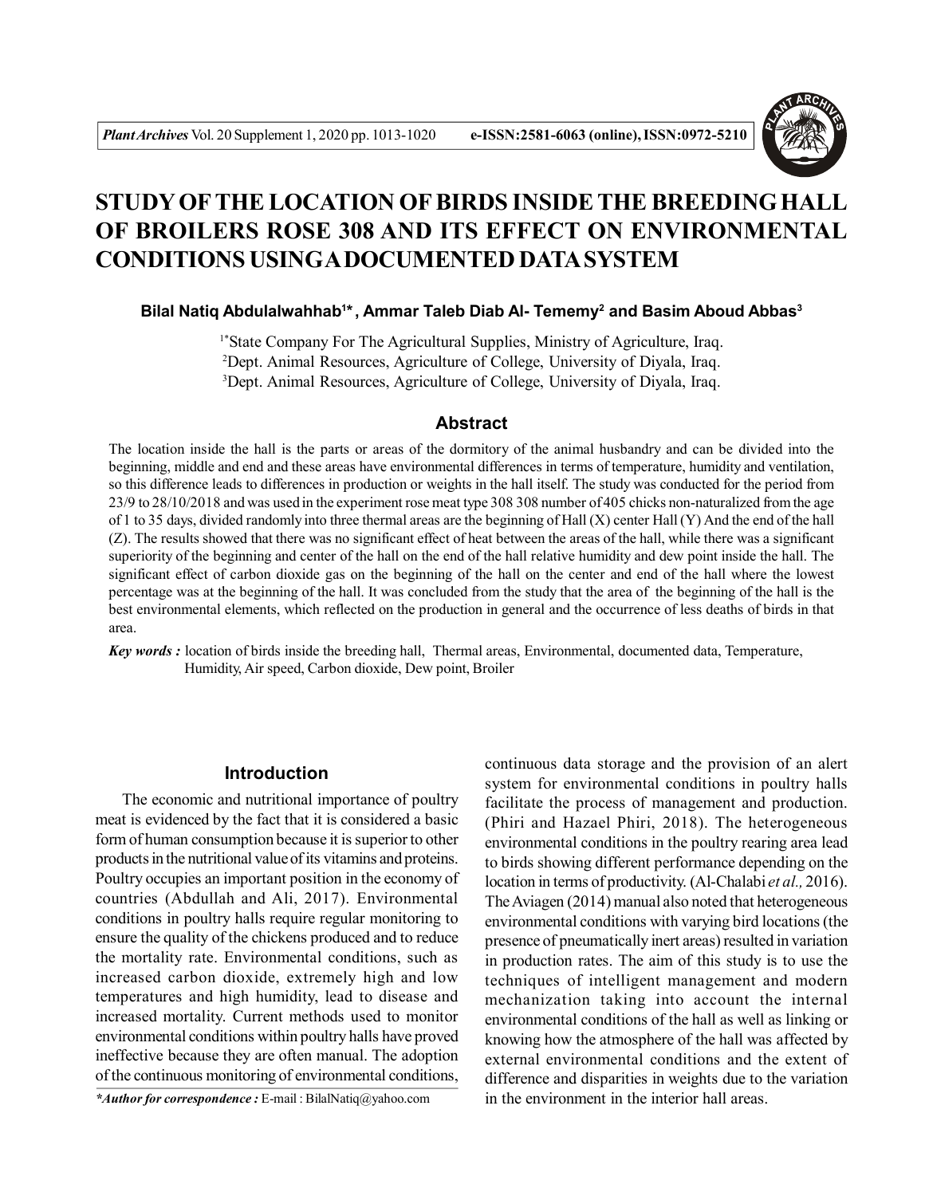# STUDY OF THE LOCATION OF BIRDS INSIDE THE BREEDING HALL OF BROILERS ROSE 308 AND ITS EFFECT ON ENVIRONMENTAL CONDITIONS USING A DOCUMENTED DATA SYSTEM

**Bilal Natiq Abdulalwahhab[1*], Ammar Taleb Diab Al- Tememy[2] and Basim Aboud Abbas[3]**

[1*]State Company For The Agricultural Supplies, Ministry of Agriculture, Iraq.
[2]Dept. Animal Resources, Agriculture of College, University of Diyala, Iraq.
[3]Dept. Animal Resources, Agriculture of College, University of Diyala, Iraq.

## Abstract

The location inside the hall is the parts or areas of the dormitory of the animal husbandry and can be divided into the beginning, middle and end and these areas have environmental differences in terms of temperature, humidity and ventilation, so this difference leads to differences in production or weights in the hall itself. The study was conducted for the period from 23/9 to 28/10/2018 and was used in the experiment rose meat type 308 308 number of 405 chicks non-naturalized from the age of 1 to 35 days, divided randomly into three thermal areas are the beginning of Hall (X) center Hall (Y) And the end of the hall (Z). The results showed that there was no significant effect of heat between the areas of the hall, while there was a significant superiority of the beginning and center of the hall on the end of the hall relative humidity and dew point inside the hall. The significant effect of carbon dioxide gas on the beginning of the hall on the center and end of the hall where the lowest percentage was at the beginning of the hall. It was concluded from the study that the area of the beginning of the hall is the best environmental elements, which reflected on the production in general and the occurrence of less deaths of birds in that area.

***Key words :*** location of birds inside the breeding hall, Thermal areas, Environmental, documented data, Temperature, Humidity, Air speed, Carbon dioxide, Dew point, Broiler

## Introduction

The economic and nutritional importance of poultry meat is evidenced by the fact that it is considered a basic form of human consumption because it is superior to other products in the nutritional value of its vitamins and proteins. Poultry occupies an important position in the economy of countries (Abdullah and Ali, 2017). Environmental conditions in poultry halls require regular monitoring to ensure the quality of the chickens produced and to reduce the mortality rate. Environmental conditions, such as increased carbon dioxide, extremely high and low temperatures and high humidity, lead to disease and increased mortality. Current methods used to monitor environmental conditions within poultry halls have proved ineffective because they are often manual. The adoption of the continuous monitoring of environmental conditions, continuous data storage and the provision of an alert system for environmental conditions in poultry halls facilitate the process of management and production. (Phiri and Hazael Phiri, 2018). The heterogeneous environmental conditions in the poultry rearing area lead to birds showing different performance depending on the location in terms of productivity. (Al-Chalabi *et al.,* 2016). The Aviagen (2014) manual also noted that heterogeneous environmental conditions with varying bird locations (the presence of pneumatically inert areas) resulted in variation in production rates. The aim of this study is to use the techniques of intelligent management and modern mechanization taking into account the internal environmental conditions of the hall as well as linking or knowing how the atmosphere of the hall was affected by external environmental conditions and the extent of difference and disparities in weights due to the variation in the environment in the interior hall areas.

***Author for correspondence :** E-mail : BilalNatiq@yahoo.com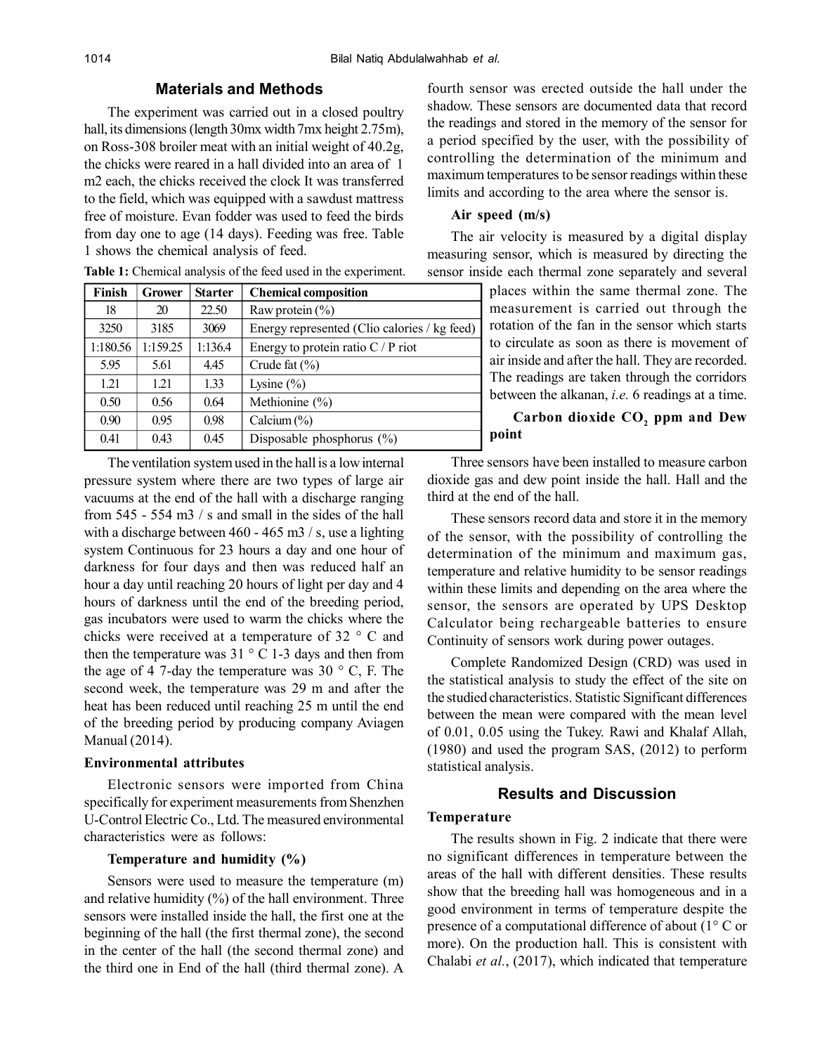## Materials and Methods

The experiment was carried out in a closed poultry hall, its dimensions (length 30mx width 7mx height 2.75m), on Ross-308 broiler meat with an initial weight of 40.2g, the chicks were reared in a hall divided into an area of 1 m2 each, the chicks received the clock It was transferred to the field, which was equipped with a sawdust mattress free of moisture. Evan fodder was used to feed the birds from day one to age (14 days). Feeding was free. Table 1 shows the chemical analysis of feed.

**Table 1:** Chemical analysis of the feed used in the experiment.

| Finish | Grower | Starter | Chemical composition |
|---|---|---|---|
| 18 | 20 | 22.50 | Raw protein (%) |
| 3250 | 3185 | 3069 | Energy represented (Clio calories / kg feed) |
| 1:180.56 | 1:159.25 | 1:136.4 | Energy to protein ratio C / P riot |
| 5.95 | 5.61 | 4.45 | Crude fat (%) |
| 1.21 | 1.21 | 1.33 | Lysine (%) |
| 0.50 | 0.56 | 0.64 | Methionine (%) |
| 0.90 | 0.95 | 0.98 | Calcium (%) |
| 0.41 | 0.43 | 0.45 | Disposable phosphorus (%) |

The ventilation system used in the hall is a low internal pressure system where there are two types of large air vacuums at the end of the hall with a discharge ranging from 545 - 554 m3 / s and small in the sides of the hall with a discharge between 460 - 465 m3 / s, use a lighting system Continuous for 23 hours a day and one hour of darkness for four days and then was reduced half an hour a day until reaching 20 hours of light per day and 4 hours of darkness until the end of the breeding period, gas incubators were used to warm the chicks where the chicks were received at a temperature of 32 ° C and then the temperature was 31 ° C 1-3 days and then from the age of 4 7-day the temperature was 30 ° C, F. The second week, the temperature was 29 m and after the heat has been reduced until reaching 25 m until the end of the breeding period by producing company Aviagen Manual (2014).

### Environmental attributes

Electronic sensors were imported from China specifically for experiment measurements from Shenzhen U-Control Electric Co., Ltd. The measured environmental characteristics were as follows:

#### Temperature and humidity (%)

Sensors were used to measure the temperature (m) and relative humidity (%) of the hall environment. Three sensors were installed inside the hall, the first one at the beginning of the hall (the first thermal zone), the second in the center of the hall (the second thermal zone) and the third one in End of the hall (third thermal zone). A fourth sensor was erected outside the hall under the shadow. These sensors are documented data that record the readings and stored in the memory of the sensor for a period specified by the user, with the possibility of controlling the determination of the minimum and maximum temperatures to be sensor readings within these limits and according to the area where the sensor is.

#### Air speed (m/s)

The air velocity is measured by a digital display measuring sensor, which is measured by directing the sensor inside each thermal zone separately and several places within the same thermal zone. The measurement is carried out through the rotation of the fan in the sensor which starts to circulate as soon as there is movement of air inside and after the hall. They are recorded. The readings are taken through the corridors between the alkanan, *i.e.* 6 readings at a time.

#### Carbon dioxide $CO_2$ ppm and Dew point

Three sensors have been installed to measure carbon dioxide gas and dew point inside the hall. Hall and the third at the end of the hall.

These sensors record data and store it in the memory of the sensor, with the possibility of controlling the determination of the minimum and maximum gas, temperature and relative humidity to be sensor readings within these limits and depending on the area where the sensor, the sensors are operated by UPS Desktop Calculator being rechargeable batteries to ensure Continuity of sensors work during power outages.

Complete Randomized Design (CRD) was used in the statistical analysis to study the effect of the site on the studied characteristics. Statistic Significant differences between the mean were compared with the mean level of 0.01, 0.05 using the Tukey. Rawi and Khalaf Allah, (1980) and used the program SAS, (2012) to perform statistical analysis.

## Results and Discussion

### Temperature

The results shown in Fig. 2 indicate that there were no significant differences in temperature between the areas of the hall with different densities. These results show that the breeding hall was homogeneous and in a good environment in terms of temperature despite the presence of a computational difference of about (1° C or more). On the production hall. This is consistent with Chalabi *et al.*, (2017), which indicated that temperature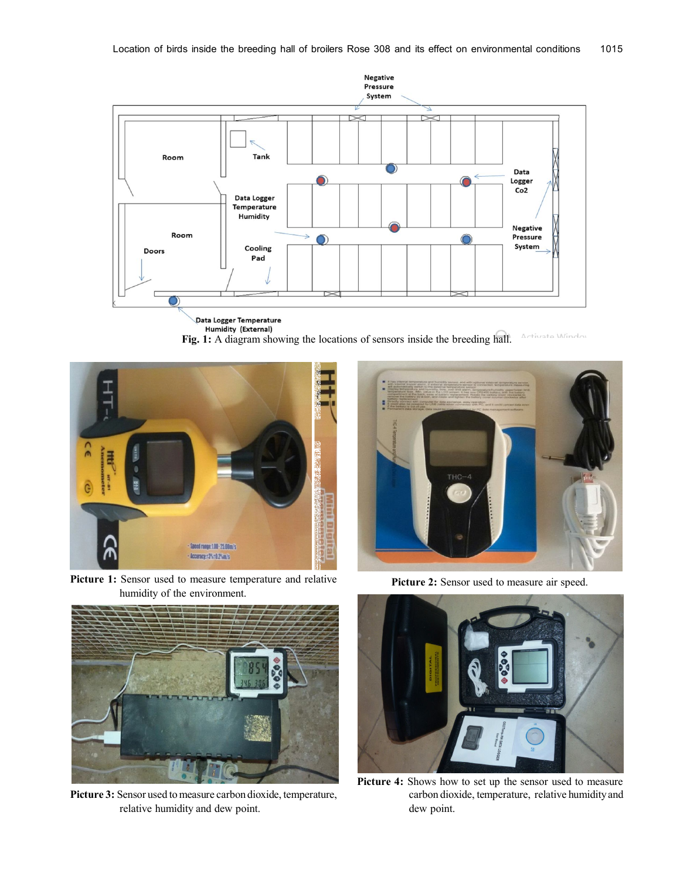Fig. 1: A diagram showing the locations of sensors inside the breeding hall.

Picture 1: Sensor used to measure temperature and relative humidity of the environment.

Picture 2: Sensor used to measure air speed.

Picture 3: Sensor used to measure carbon dioxide, temperature, relative humidity and dew point.

Picture 4: Shows how to set up the sensor used to measure carbon dioxide, temperature, relative humidity and dew point.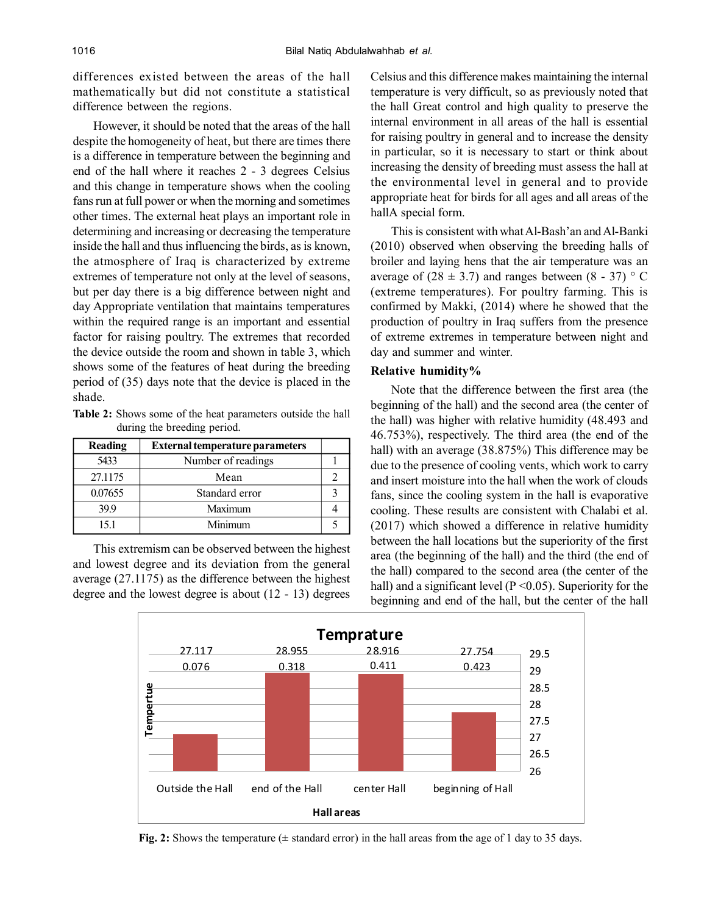differences existed between the areas of the hall mathematically but did not constitute a statistical difference between the regions.

However, it should be noted that the areas of the hall despite the homogeneity of heat, but there are times there is a difference in temperature between the beginning and end of the hall where it reaches 2 - 3 degrees Celsius and this change in temperature shows when the cooling fans run at full power or when the morning and sometimes other times. The external heat plays an important role in determining and increasing or decreasing the temperature inside the hall and thus influencing the birds, as is known, the atmosphere of Iraq is characterized by extreme extremes of temperature not only at the level of seasons, but per day there is a big difference between night and day Appropriate ventilation that maintains temperatures within the required range is an important and essential factor for raising poultry. The extremes that recorded the device outside the room and shown in table 3, which shows some of the features of heat during the breeding period of (35) days note that the device is placed in the shade.

**Table 2:** Shows some of the heat parameters outside the hall during the breeding period.

| Reading | External temperature parameters | |
|---|---|---|
| 5433 | Number of readings | 1 |
| 27.1175 | Mean | 2 |
| 0.07655 | Standard error | 3 |
| 39.9 | Maximum | 4 |
| 15.1 | Minimum | 5 |

This extremism can be observed between the highest and lowest degree and its deviation from the general average (27.1175) as the difference between the highest degree and the lowest degree is about (12 - 13) degrees Celsius and this difference makes maintaining the internal temperature is very difficult, so as previously noted that the hall Great control and high quality to preserve the internal environment in all areas of the hall is essential for raising poultry in general and to increase the density in particular, so it is necessary to start or think about increasing the density of breeding must assess the hall at the environmental level in general and to provide appropriate heat for birds for all ages and all areas of the hallA special form.

This is consistent with what Al-Bash'an and Al-Banki (2010) observed when observing the breeding halls of broiler and laying hens that the air temperature was an average of (28 ± 3.7) and ranges between (8 - 37) ° C (extreme temperatures). For poultry farming. This is confirmed by Makki, (2014) where he showed that the production of poultry in Iraq suffers from the presence of extreme extremes in temperature between night and day and summer and winter.

### Relative humidity%

Note that the difference between the first area (the beginning of the hall) and the second area (the center of the hall) was higher with relative humidity (48.493 and 46.753%), respectively. The third area (the end of the hall) with an average (38.875%) This difference may be due to the presence of cooling vents, which work to carry and insert moisture into the hall when the work of clouds fans, since the cooling system in the hall is evaporative cooling. These results are consistent with Chalabi et al. (2017) which showed a difference in relative humidity between the hall locations but the superiority of the first area (the beginning of the hall) and the third (the end of the hall) compared to the second area (the center of the hall) and a significant level ($P < 0.05$). Superiority for the beginning and end of the hall, but the center of the hall

**Fig. 2:** Shows the temperature (± standard error) in the hall areas from the age of 1 day to 35 days.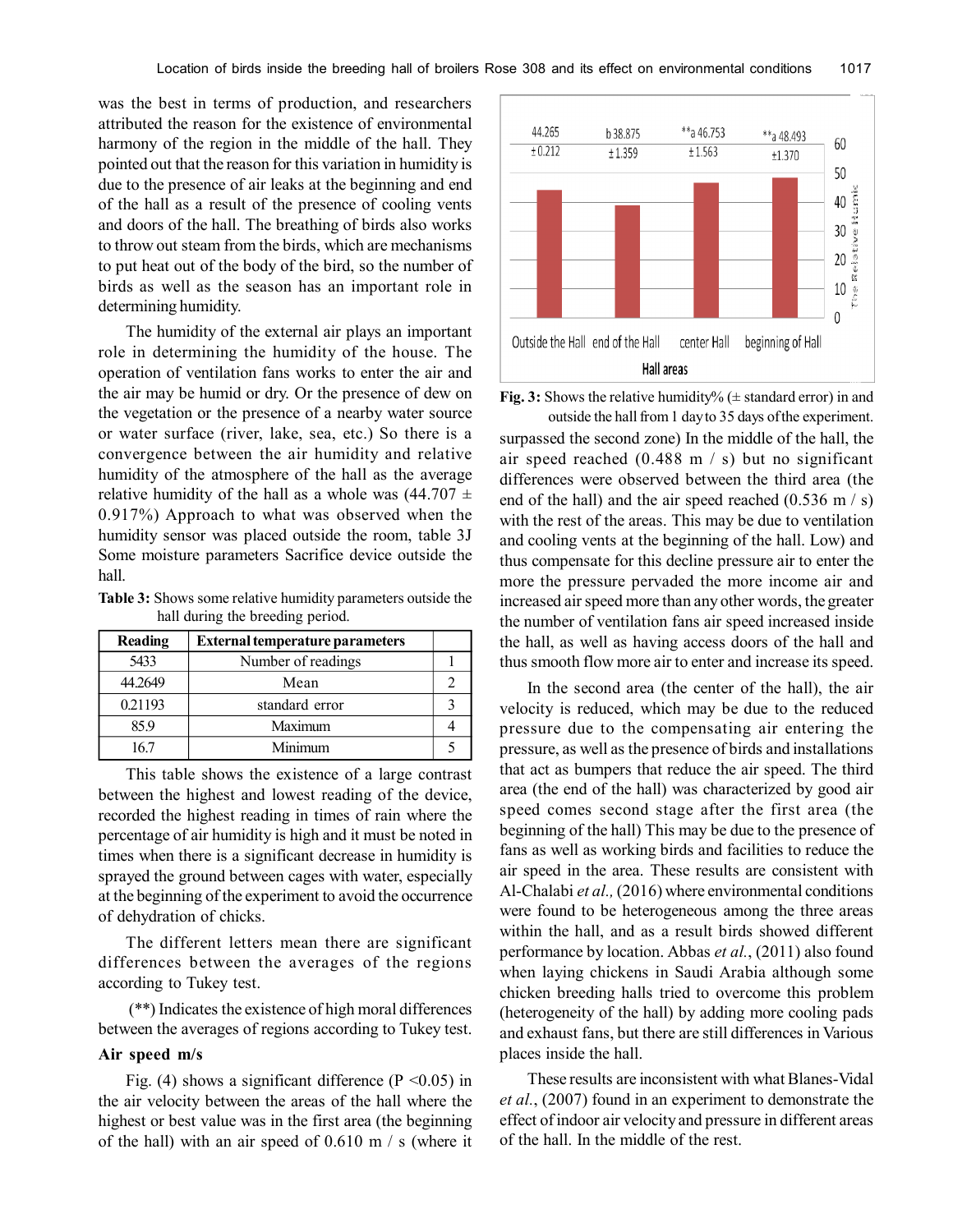was the best in terms of production, and researchers attributed the reason for the existence of environmental harmony of the region in the middle of the hall. They pointed out that the reason for this variation in humidity is due to the presence of air leaks at the beginning and end of the hall as a result of the presence of cooling vents and doors of the hall. The breathing of birds also works to throw out steam from the birds, which are mechanisms to put heat out of the body of the bird, so the number of birds as well as the season has an important role in determining humidity.

The humidity of the external air plays an important role in determining the humidity of the house. The operation of ventilation fans works to enter the air and the air may be humid or dry. Or the presence of dew on the vegetation or the presence of a nearby water source or water surface (river, lake, sea, etc.) So there is a convergence between the air humidity and relative humidity of the atmosphere of the hall as the average relative humidity of the hall as a whole was (44.707 ± 0.917%) Approach to what was observed when the humidity sensor was placed outside the room, table 3J Some moisture parameters Sacrifice device outside the hall.

**Table 3:** Shows some relative humidity parameters outside the hall during the breeding period.

| Reading | External temperature parameters | |
|---|---|---|
| 5433 | Number of readings | 1 |
| 44.2649 | Mean | 2 |
| 0.21193 | standard error | 3 |
| 85.9 | Maximum | 4 |
| 16.7 | Minimum | 5 |

This table shows the existence of a large contrast between the highest and lowest reading of the device, recorded the highest reading in times of rain where the percentage of air humidity is high and it must be noted in times when there is a significant decrease in humidity is sprayed the ground between cages with water, especially at the beginning of the experiment to avoid the occurrence of dehydration of chicks.

The different letters mean there are significant differences between the averages of the regions according to Tukey test.

(**) Indicates the existence of high moral differences between the averages of regions according to Tukey test.

## Air speed m/s

Fig. (4) shows a significant difference ($P < 0.05$) in the air velocity between the areas of the hall where the highest or best value was in the first area (the beginning of the hall) with an air speed of 0.610 m / s (where it

| Hall areas | Outside the Hall | end of the Hall | center Hall | beginning of Hall |
|---|---|---|---|---|
| The Relative Humidity | 44.265 ±0.212 | b 38.875 ±1.359 | **a 46.753 ±1.563 | **a 48.493 ±1.370 |

**Fig. 3:** Shows the relative humidity% (± standard error) in and outside the hall from 1 day to 35 days of the experiment.

surpassed the second zone) In the middle of the hall, the air speed reached (0.488 m / s) but no significant differences were observed between the third area (the end of the hall) and the air speed reached (0.536 m / s) with the rest of the areas. This may be due to ventilation and cooling vents at the beginning of the hall. Low) and thus compensate for this decline pressure air to enter the more the pressure pervaded the more income air and increased air speed more than any other words, the greater the number of ventilation fans air speed increased inside the hall, as well as having access doors of the hall and thus smooth flow more air to enter and increase its speed.

In the second area (the center of the hall), the air velocity is reduced, which may be due to the reduced pressure due to the compensating air entering the pressure, as well as the presence of birds and installations that act as bumpers that reduce the air speed. The third area (the end of the hall) was characterized by good air speed comes second stage after the first area (the beginning of the hall) This may be due to the presence of fans as well as working birds and facilities to reduce the air speed in the area. These results are consistent with Al-Chalabi *et al.,* (2016) where environmental conditions were found to be heterogeneous among the three areas within the hall, and as a result birds showed different performance by location. Abbas *et al.*, (2011) also found when laying chickens in Saudi Arabia although some chicken breeding halls tried to overcome this problem (heterogeneity of the hall) by adding more cooling pads and exhaust fans, but there are still differences in Various places inside the hall.

These results are inconsistent with what Blanes-Vidal *et al.*, (2007) found in an experiment to demonstrate the effect of indoor air velocity and pressure in different areas of the hall. In the middle of the rest.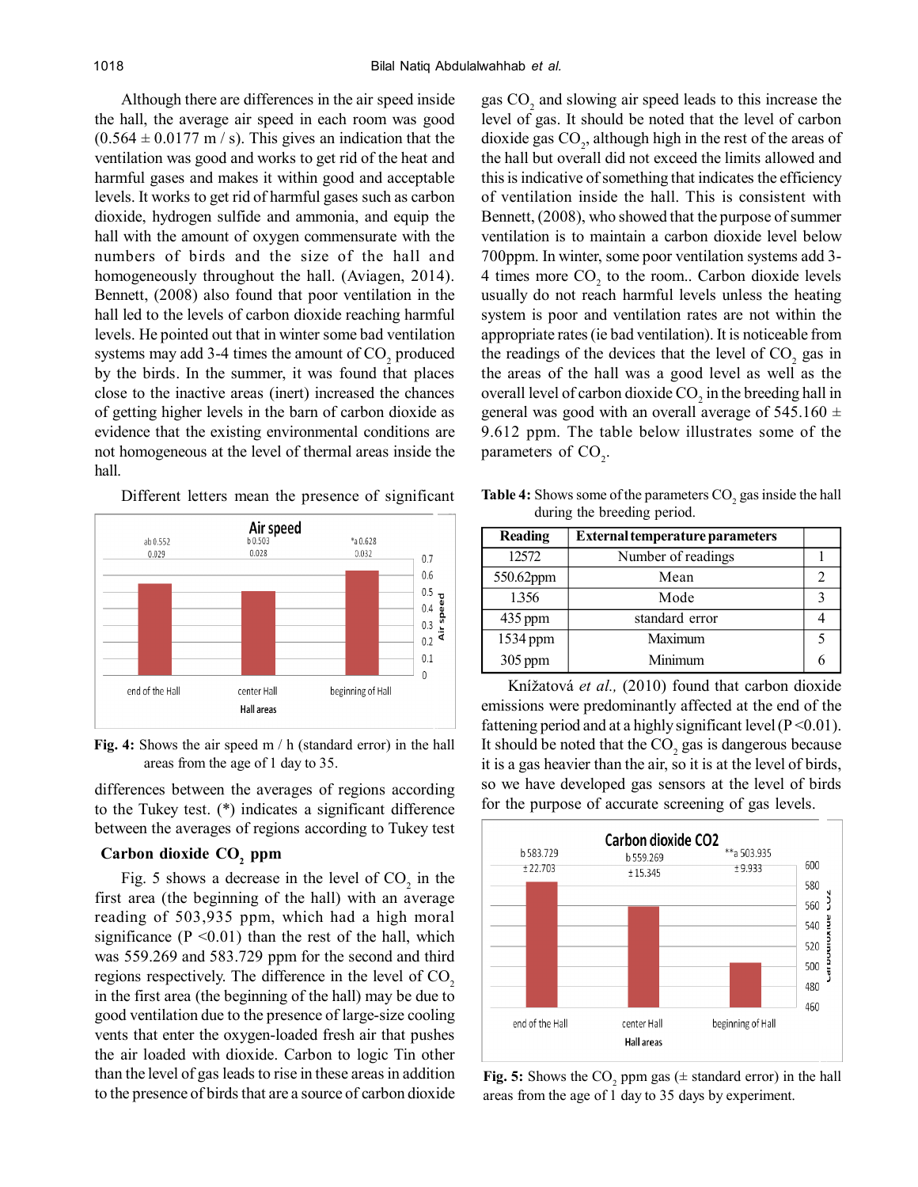Although there are differences in the air speed inside the hall, the average air speed in each room was good ($0.564 \pm 0.0177$ m / s). This gives an indication that the ventilation was good and works to get rid of the heat and harmful gases and makes it within good and acceptable levels. It works to get rid of harmful gases such as carbon dioxide, hydrogen sulfide and ammonia, and equip the hall with the amount of oxygen commensurate with the numbers of birds and the size of the hall and homogeneously throughout the hall. (Aviagen, 2014). Bennett, (2008) also found that poor ventilation in the hall led to the levels of carbon dioxide reaching harmful levels. He pointed out that in winter some bad ventilation systems may add 3-4 times the amount of $CO_2$ produced by the birds. In the summer, it was found that places close to the inactive areas (inert) increased the chances of getting higher levels in the barn of carbon dioxide as evidence that the existing environmental conditions are not homogeneous at the level of thermal areas inside the hall.

Different letters mean the presence of significant differences between the averages of regions according to the Tukey test. (*) indicates a significant difference between the averages of regions according to Tukey test

**Fig. 4:** Shows the air speed m / h (standard error) in the hall areas from the age of 1 day to 35.

## Carbon dioxide $CO_2$ ppm

Fig. 5 shows a decrease in the level of $CO_2$ in the first area (the beginning of the hall) with an average reading of 503,935 ppm, which had a high moral significance ($P < 0.01$) than the rest of the hall, which was 559.269 and 583.729 ppm for the second and third regions respectively. The difference in the level of $CO_2$ in the first area (the beginning of the hall) may be due to good ventilation due to the presence of large-size cooling vents that enter the oxygen-loaded fresh air that pushes the air loaded with dioxide. Carbon to logic Tin other than the level of gas leads to rise in these areas in addition to the presence of birds that are a source of carbon dioxide gas $CO_2$ and slowing air speed leads to this increase the level of gas. It should be noted that the level of carbon dioxide gas $CO_2$, although high in the rest of the areas of the hall but overall did not exceed the limits allowed and this is indicative of something that indicates the efficiency of ventilation inside the hall. This is consistent with Bennett, (2008), who showed that the purpose of summer ventilation is to maintain a carbon dioxide level below 700ppm. In winter, some poor ventilation systems add 3-4 times more $CO_2$ to the room.. Carbon dioxide levels usually do not reach harmful levels unless the heating system is poor and ventilation rates are not within the appropriate rates (ie bad ventilation). It is noticeable from the readings of the devices that the level of $CO_2$ gas in the areas of the hall was a good level as well as the overall level of carbon dioxide $CO_2$ in the breeding hall in general was good with an overall average of $545.160 \pm 9.612$ ppm. The table below illustrates some of the parameters of $CO_2$.

**Table 4:** Shows some of the parameters $CO_2$ gas inside the hall during the breeding period.

| Reading | External temperature parameters | |
|---|---|---|
| 12572 | Number of readings | 1 |
| 550.62ppm | Mean | 2 |
| 1356 | Mode | 3 |
| 435 ppm | standard error | 4 |
| 1534 ppm | Maximum | 5 |
| 305 ppm | Minimum | 6 |

Knížatová *et al.,* (2010) found that carbon dioxide emissions were predominantly affected at the end of the fattening period and at a highly significant level ($P < 0.01$). It should be noted that the $CO_2$ gas is dangerous because it is a gas heavier than the air, so it is at the level of birds, so we have developed gas sensors at the level of birds for the purpose of accurate screening of gas levels.

**Fig. 5:** Shows the $CO_2$ ppm gas (± standard error) in the hall areas from the age of 1 day to 35 days by experiment.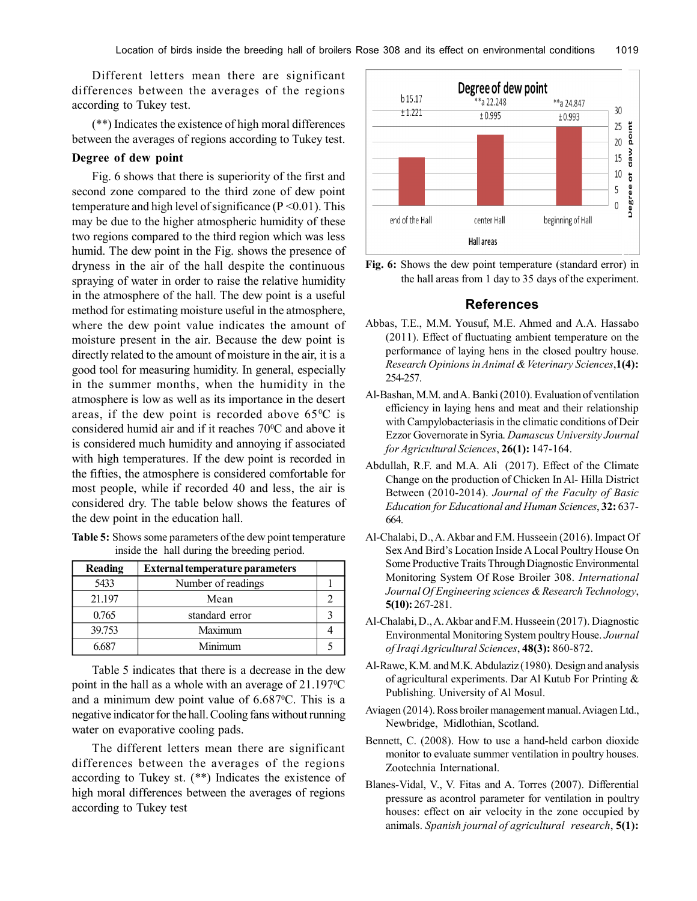Different letters mean there are significant differences between the averages of the regions according to Tukey test.

(**) Indicates the existence of high moral differences between the averages of regions according to Tukey test.

### Degree of dew point

Fig. 6 shows that there is superiority of the first and second zone compared to the third zone of dew point temperature and high level of significance ($P < 0.01$). This may be due to the higher atmospheric humidity of these two regions compared to the third region which was less humid. The dew point in the Fig. shows the presence of dryness in the air of the hall despite the continuous spraying of water in order to raise the relative humidity in the atmosphere of the hall. The dew point is a useful method for estimating moisture useful in the atmosphere, where the dew point value indicates the amount of moisture present in the air. Because the dew point is directly related to the amount of moisture in the air, it is a good tool for measuring humidity. In general, especially in the summer months, when the humidity in the atmosphere is low as well as its importance in the desert areas, if the dew point is recorded above $65^0$C is considered humid air and if it reaches $70^0$C and above it is considered much humidity and annoying if associated with high temperatures. If the dew point is recorded in the fifties, the atmosphere is considered comfortable for most people, while if recorded 40 and less, the air is considered dry. The table below shows the features of the dew point in the education hall.

**Table 5:** Shows some parameters of the dew point temperature inside the hall during the breeding period.

| Reading | External temperature parameters | |
|---|---|---|
| 5433 | Number of readings | 1 |
| 21.197 | Mean | 2 |
| 0.765 | standard error | 3 |
| 39.753 | Maximum | 4 |
| 6.687 | Minimum | 5 |

Table 5 indicates that there is a decrease in the dew point in the hall as a whole with an average of $21.197^0$C and a minimum dew point value of $6.687^0$C. This is a negative indicator for the hall. Cooling fans without running water on evaporative cooling pads.

The different letters mean there are significant differences between the averages of the regions according to Tukey st. (**) Indicates the existence of high moral differences between the averages of regions according to Tukey test

| Hall areas | Degree of dew point |
|---|---|
| end of the Hall | b 15.17 ±1.221 |
| center Hall | **a 22.248 ±0.995 |
| beginning of Hall | **a 24.847 ±0.993 |

**Fig. 6:** Shows the dew point temperature (standard error) in the hall areas from 1 day to 35 days of the experiment.

## References

Abbas, T.E., M.M. Yousuf, M.E. Ahmed and A.A. Hassabo (2011). Effect of fluctuating ambient temperature on the performance of laying hens in the closed poultry house. *Research Opinions in Animal & Veterinary Sciences*, **1(4):** 254-257.

Al-Bashan, M.M. and A. Banki (2010). Evaluation of ventilation efficiency in laying hens and meat and their relationship with Campylobacteriasis in the climatic conditions of Deir Ezzor Governorate in Syria. *Damascus University Journal for Agricultural Sciences*, **26(1):** 147-164.

Abdullah, R.F. and M.A. Ali (2017). Effect of the Climate Change on the production of Chicken In Al- Hilla District Between (2010-2014). *Journal of the Faculty of Basic Education for Educational and Human Sciences*, **32:** 637-664.

Al-Chalabi, D., A. Akbar and F.M. Husseein (2016). Impact Of Sex And Bird's Location Inside A Local Poultry House On Some Productive Traits Through Diagnostic Environmental Monitoring System Of Rose Broiler 308. *International Journal Of Engineering sciences & Research Technology*, **5(10):** 267-281.

Al-Chalabi, D., A. Akbar and F.M. Husseein (2017). Diagnostic Environmental Monitoring System poultry House. *Journal of Iraqi Agricultural Sciences*, **48(3):** 860-872.

Al-Rawe, K.M. and M.K. Abdulaziz (1980). Design and analysis of agricultural experiments. Dar Al Kutub For Printing & Publishing. University of Al Mosul.

Aviagen (2014). Ross broiler management manual. Aviagen Ltd., Newbridge, Midlothian, Scotland.

Bennett, C. (2008). How to use a hand-held carbon dioxide monitor to evaluate summer ventilation in poultry houses. Zootechnia International.

Blanes-Vidal, V., V. Fitas and A. Torres (2007). Differential pressure as acontrol parameter for ventilation in poultry houses: effect on air velocity in the zone occupied by animals. *Spanish journal of agricultural research*, **5(1):**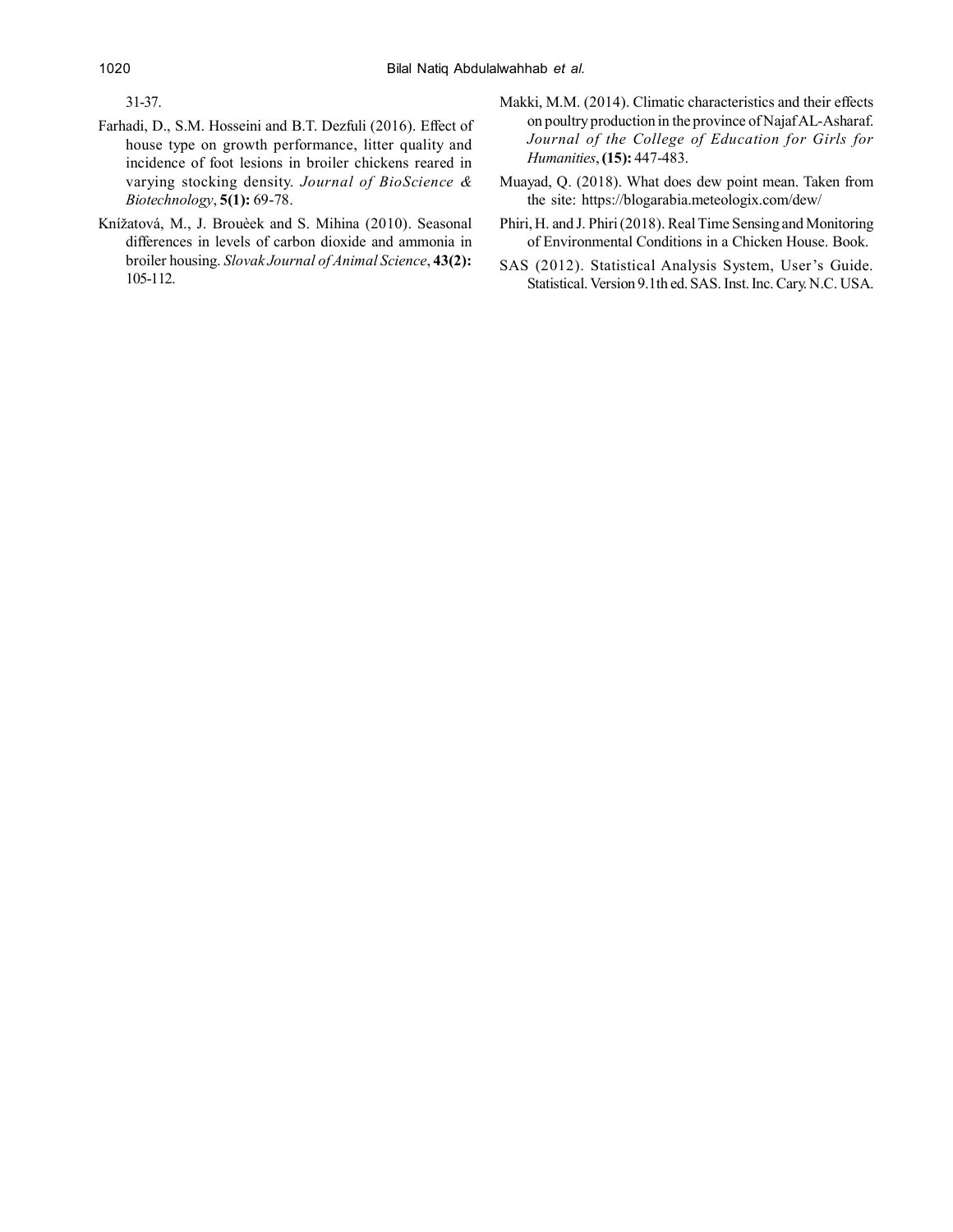31-37.

Farhadi, D., S.M. Hosseini and B.T. Dezfuli (2016). Effect of house type on growth performance, litter quality and incidence of foot lesions in broiler chickens reared in varying stocking density. *Journal of BioScience & Biotechnology*, **5(1):** 69-78.

Knížatová, M., J. Brouèek and S. Mihina (2010). Seasonal differences in levels of carbon dioxide and ammonia in broiler housing. *Slovak Journal of Animal Science*, **43(2):** 105-112.

Makki, M.M. (2014). Climatic characteristics and their effects on poultry production in the province of Najaf AL-Asharaf. *Journal of the College of Education for Girls for Humanities*, **(15):** 447-483.

Muayad, Q. (2018). What does dew point mean. Taken from the site: https://blogarabia.meteologix.com/dew/

Phiri, H. and J. Phiri (2018). Real Time Sensing and Monitoring of Environmental Conditions in a Chicken House. Book.

SAS (2012). Statistical Analysis System, User's Guide. Statistical. Version 9.1th ed. SAS. Inst. Inc. Cary. N.C. USA.